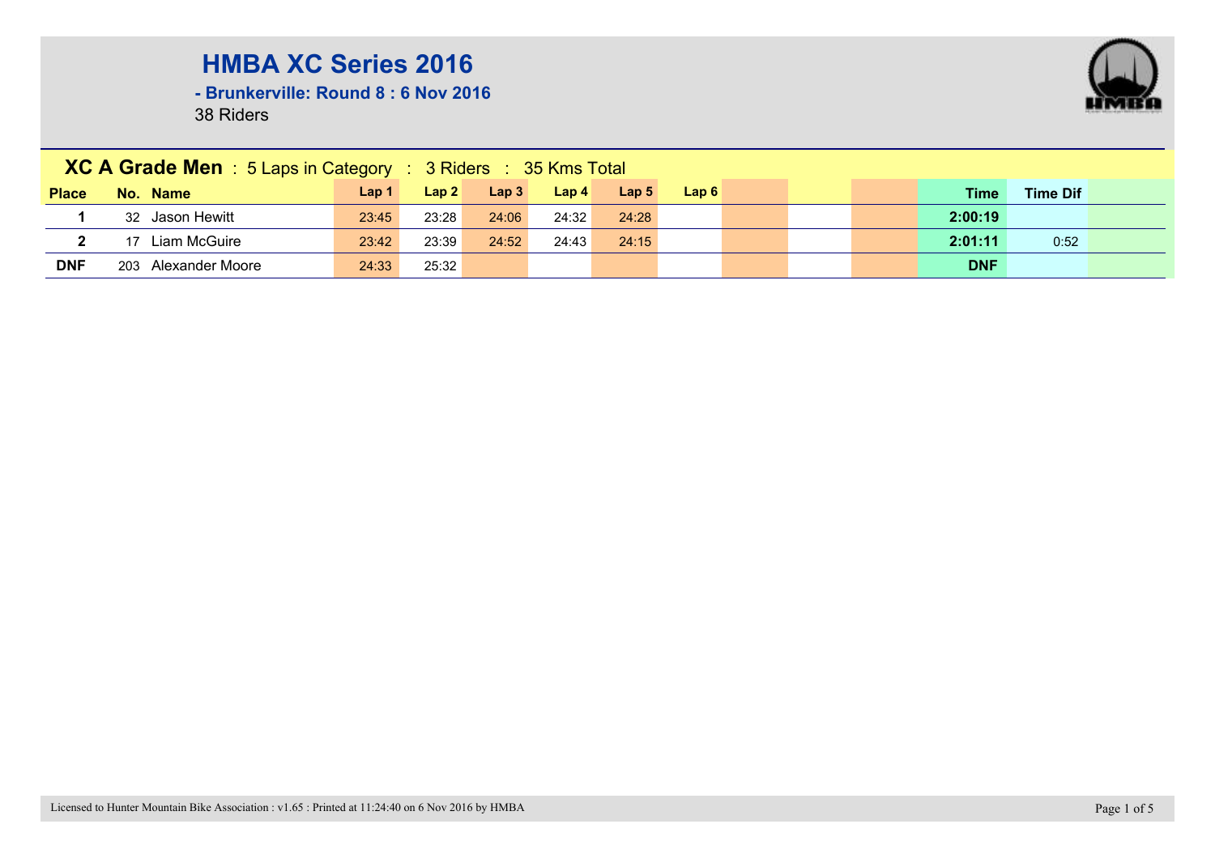# HMBA XC Series 2016

## - Brunkerville: Round 8 : 6 Nov 2016

38 Riders

### XC A Grade Men : 5 Laps in Category : 3 Riders : 35 Kms Total

| Place | No. | Name | Lap 1 | Lap 2 | Lap 3 | Lap 4 | Lap 5 | Lap 6 | | | | Time | Time Dif |
|---|---|---|---|---|---|---|---|---|---|---|---|---|---|
| 1 | 32 | Jason Hewitt | 23:45 | 23:28 | 24:06 | 24:32 | 24:28 | | | | | 2:00:19 | |
| 2 | 17 | Liam McGuire | 23:42 | 23:39 | 24:52 | 24:43 | 24:15 | | | | | 2:01:11 | 0:52 |
| DNF | 203 | Alexander Moore | 24:33 | 25:32 | | | | | | | | DNF | |

Licensed to Hunter Mountain Bike Association : v1.65 : Printed at 11:24:40 on 6 Nov 2016 by HMBA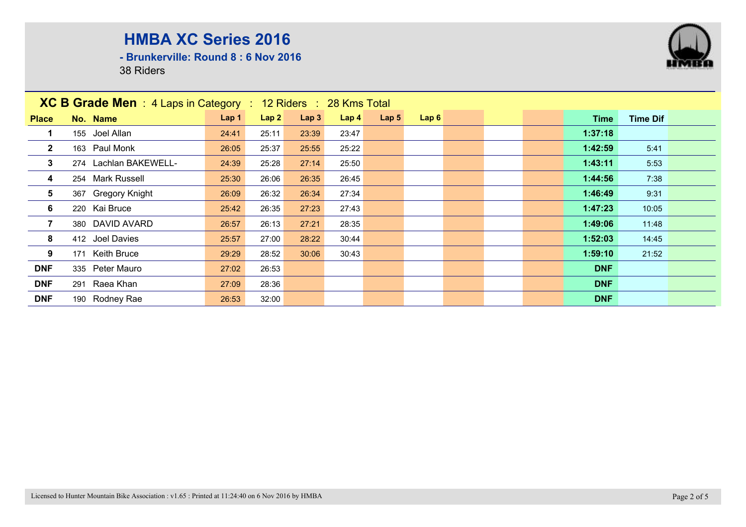# HMBA XC Series 2016

**- Brunkerville: Round 8 : 6 Nov 2016**

38 Riders

**XC B Grade Men** : 4 Laps in Category : 12 Riders : 28 Kms Total

| Place | No. | Name | Lap 1 | Lap 2 | Lap 3 | Lap 4 | Lap 5 | Lap 6 | | | | Time | Time Dif | |
|---|---|---|---|---|---|---|---|---|---|---|---|---|---|---|
| 1 | 155 | Joel Allan | 24:41 | 25:11 | 23:39 | 23:47 | | | | | | 1:37:18 | | |
| 2 | 163 | Paul Monk | 26:05 | 25:37 | 25:55 | 25:22 | | | | | | 1:42:59 | 5:41 | |
| 3 | 274 | Lachlan BAKEWELL- | 24:39 | 25:28 | 27:14 | 25:50 | | | | | | 1:43:11 | 5:53 | |
| 4 | 254 | Mark Russell | 25:30 | 26:06 | 26:35 | 26:45 | | | | | | 1:44:56 | 7:38 | |
| 5 | 367 | Gregory Knight | 26:09 | 26:32 | 26:34 | 27:34 | | | | | | 1:46:49 | 9:31 | |
| 6 | 220 | Kai Bruce | 25:42 | 26:35 | 27:23 | 27:43 | | | | | | 1:47:23 | 10:05 | |
| 7 | 380 | DAVID AVARD | 26:57 | 26:13 | 27:21 | 28:35 | | | | | | 1:49:06 | 11:48 | |
| 8 | 412 | Joel Davies | 25:57 | 27:00 | 28:22 | 30:44 | | | | | | 1:52:03 | 14:45 | |
| 9 | 171 | Keith Bruce | 29:29 | 28:52 | 30:06 | 30:43 | | | | | | 1:59:10 | 21:52 | |
| DNF | 335 | Peter Mauro | 27:02 | 26:53 | | | | | | | | DNF | | |
| DNF | 291 | Raea Khan | 27:09 | 28:36 | | | | | | | | DNF | | |
| DNF | 190 | Rodney Rae | 26:53 | 32:00 | | | | | | | | DNF | | |

Licensed to Hunter Mountain Bike Association : v1.65 : Printed at 11:24:40 on 6 Nov 2016 by HMBA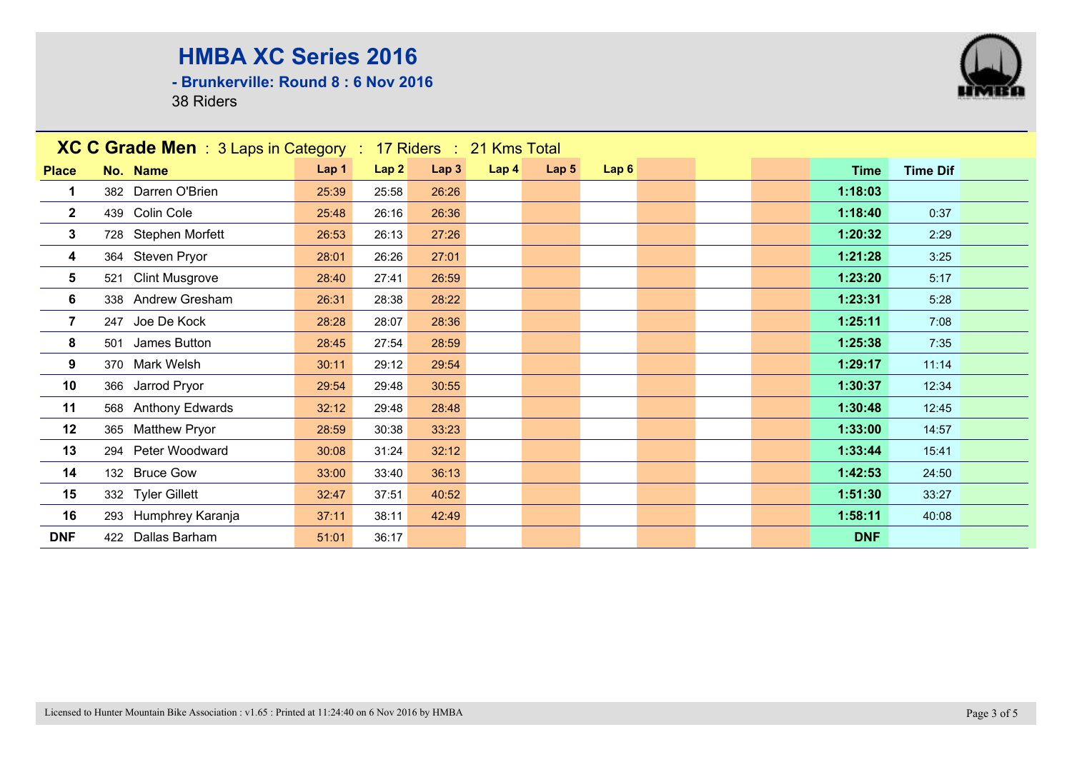# HMBA XC Series 2016

**- Brunkerville: Round 8 : 6 Nov 2016**

38 Riders

## XC C Grade Men : 3 Laps in Category : 17 Riders : 21 Kms Total

| Place | No. | Name | Lap 1 | Lap 2 | Lap 3 | Lap 4 | Lap 5 | Lap 6 | Time | Time Dif |
|---|---|---|---|---|---|---|---|---|---|---|
| 1 | 382 | Darren O'Brien | 25:39 | 25:58 | 26:26 | | | | 1:18:03 | |
| 2 | 439 | Colin Cole | 25:48 | 26:16 | 26:36 | | | | 1:18:40 | 0:37 |
| 3 | 728 | Stephen Morfett | 26:53 | 26:13 | 27:26 | | | | 1:20:32 | 2:29 |
| 4 | 364 | Steven Pryor | 28:01 | 26:26 | 27:01 | | | | 1:21:28 | 3:25 |
| 5 | 521 | Clint Musgrove | 28:40 | 27:41 | 26:59 | | | | 1:23:20 | 5:17 |
| 6 | 338 | Andrew Gresham | 26:31 | 28:38 | 28:22 | | | | 1:23:31 | 5:28 |
| 7 | 247 | Joe De Kock | 28:28 | 28:07 | 28:36 | | | | 1:25:11 | 7:08 |
| 8 | 501 | James Button | 28:45 | 27:54 | 28:59 | | | | 1:25:38 | 7:35 |
| 9 | 370 | Mark Welsh | 30:11 | 29:12 | 29:54 | | | | 1:29:17 | 11:14 |
| 10 | 366 | Jarrod Pryor | 29:54 | 29:48 | 30:55 | | | | 1:30:37 | 12:34 |
| 11 | 568 | Anthony Edwards | 32:12 | 29:48 | 28:48 | | | | 1:30:48 | 12:45 |
| 12 | 365 | Matthew Pryor | 28:59 | 30:38 | 33:23 | | | | 1:33:00 | 14:57 |
| 13 | 294 | Peter Woodward | 30:08 | 31:24 | 32:12 | | | | 1:33:44 | 15:41 |
| 14 | 132 | Bruce Gow | 33:00 | 33:40 | 36:13 | | | | 1:42:53 | 24:50 |
| 15 | 332 | Tyler Gillett | 32:47 | 37:51 | 40:52 | | | | 1:51:30 | 33:27 |
| 16 | 293 | Humphrey Karanja | 37:11 | 38:11 | 42:49 | | | | 1:58:11 | 40:08 |
| DNF | 422 | Dallas Barham | 51:01 | 36:17 | | | | | DNF | |

Licensed to Hunter Mountain Bike Association : v1.65 : Printed at 11:24:40 on 6 Nov 2016 by HMBA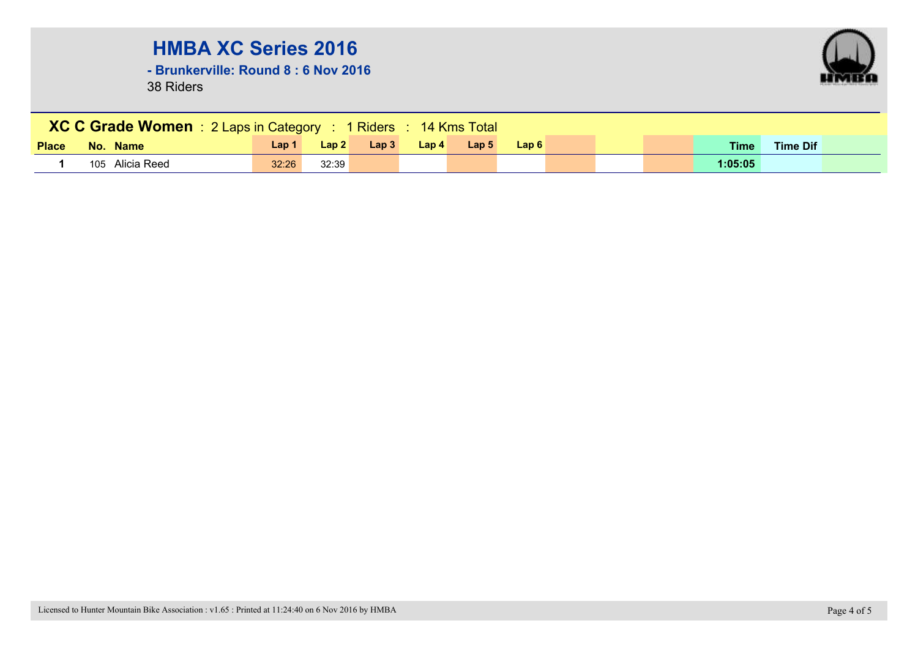# HMBA XC Series 2016

**- Brunkerville: Round 8 : 6 Nov 2016**

38 Riders

**XC C Grade Women** : 2 Laps in Category : 1 Riders : 14 Kms Total

| Place | No. | Name | Lap 1 | Lap 2 | Lap 3 | Lap 4 | Lap 5 | Lap 6 | | | | Time | Time Dif | |
|---|---|---|---|---|---|---|---|---|---|---|---|---|---|---|
| **1** | 105 | Alicia Reed | 32:26 | 32:39 | | | | | | | | **1:05:05** | | |

Licensed to Hunter Mountain Bike Association : v1.65 : Printed at 11:24:40 on 6 Nov 2016 by HMBA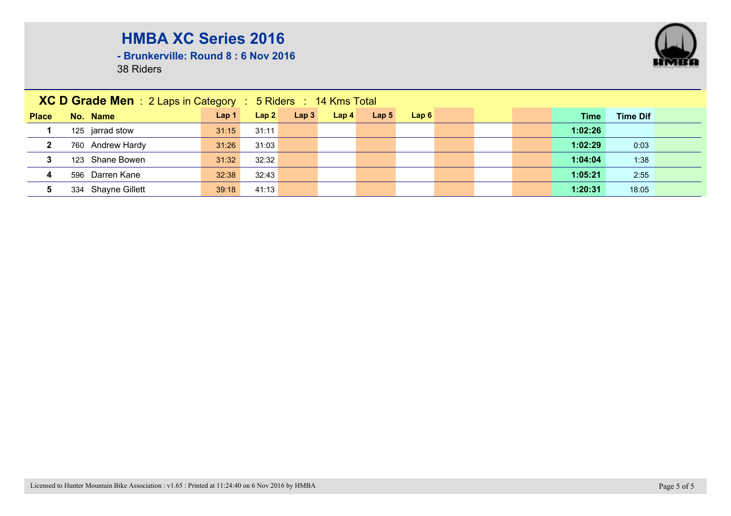# HMBA XC Series 2016

**- Brunkerville: Round 8 : 6 Nov 2016**

38 Riders

## XC D Grade Men : 2 Laps in Category : 5 Riders : 14 Kms Total

| Place | No. | Name | Lap 1 | Lap 2 | Lap 3 | Lap 4 | Lap 5 | Lap 6 | | | | Time | Time Dif | |
|---|---|---|---|---|---|---|---|---|---|---|---|---|---|---|
| **1** | 125 | jarrad stow | 31:15 | 31:11 | | | | | | | | **1:02:26** | | |
| **2** | 760 | Andrew Hardy | 31:26 | 31:03 | | | | | | | | **1:02:29** | 0:03 | |
| **3** | 123 | Shane Bowen | 31:32 | 32:32 | | | | | | | | **1:04:04** | 1:38 | |
| **4** | 596 | Darren Kane | 32:38 | 32:43 | | | | | | | | **1:05:21** | 2:55 | |
| **5** | 334 | Shayne Gillett | 39:18 | 41:13 | | | | | | | | **1:20:31** | 18:05 | |

Licensed to Hunter Mountain Bike Association : v1.65 : Printed at 11:24:40 on 6 Nov 2016 by HMBA